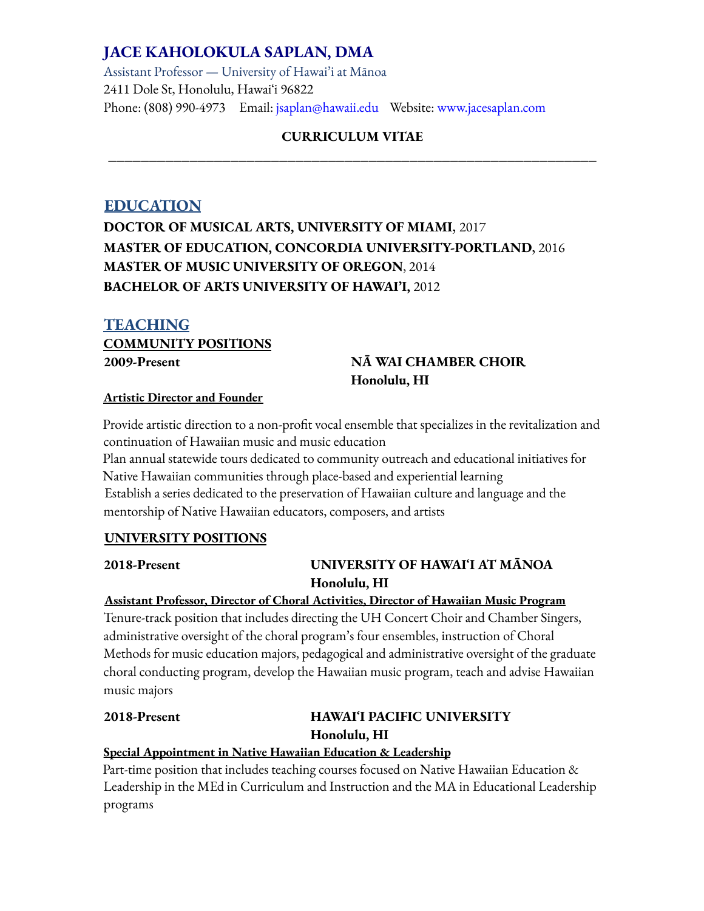# JACE KAHOLOKULA SAPLAN, DMA

Assistant Professor — University of Hawai'i at Mānoa
2411 Dole St, Honolulu, Hawaiʻi 96822
Phone: (808) 990-4973 Email: jsaplan@hawaii.edu Website: www.jacesaplan.com

**CURRICULUM VITAE**

---

## EDUCATION

**DOCTOR OF MUSICAL ARTS, UNIVERSITY OF MIAMI**, 2017
**MASTER OF EDUCATION, CONCORDIA UNIVERSITY-PORTLAND**, 2016
**MASTER OF MUSIC UNIVERSITY OF OREGON**, 2014
**BACHELOR OF ARTS UNIVERSITY OF HAWAI'I,** 2012

## TEACHING

### COMMUNITY POSITIONS

**2009-Present** **NĀ WAI CHAMBER CHOIR**
**Honolulu, HI**

**Artistic Director and Founder**

Provide artistic direction to a non-profit vocal ensemble that specializes in the revitalization and continuation of Hawaiian music and music education
Plan annual statewide tours dedicated to community outreach and educational initiatives for Native Hawaiian communities through place-based and experiential learning
Establish a series dedicated to the preservation of Hawaiian culture and language and the mentorship of Native Hawaiian educators, composers, and artists

### UNIVERSITY POSITIONS

**2018-Present** **UNIVERSITY OF HAWAIʻI AT MĀNOA**
**Honolulu, HI**

**Assistant Professor, Director of Choral Activities, Director of Hawaiian Music Program**
Tenure-track position that includes directing the UH Concert Choir and Chamber Singers, administrative oversight of the choral program's four ensembles, instruction of Choral Methods for music education majors, pedagogical and administrative oversight of the graduate choral conducting program, develop the Hawaiian music program, teach and advise Hawaiian music majors

**2018-Present** **HAWAIʻI PACIFIC UNIVERSITY**
**Honolulu, HI**

**Special Appointment in Native Hawaiian Education & Leadership**
Part-time position that includes teaching courses focused on Native Hawaiian Education & Leadership in the MEd in Curriculum and Instruction and the MA in Educational Leadership programs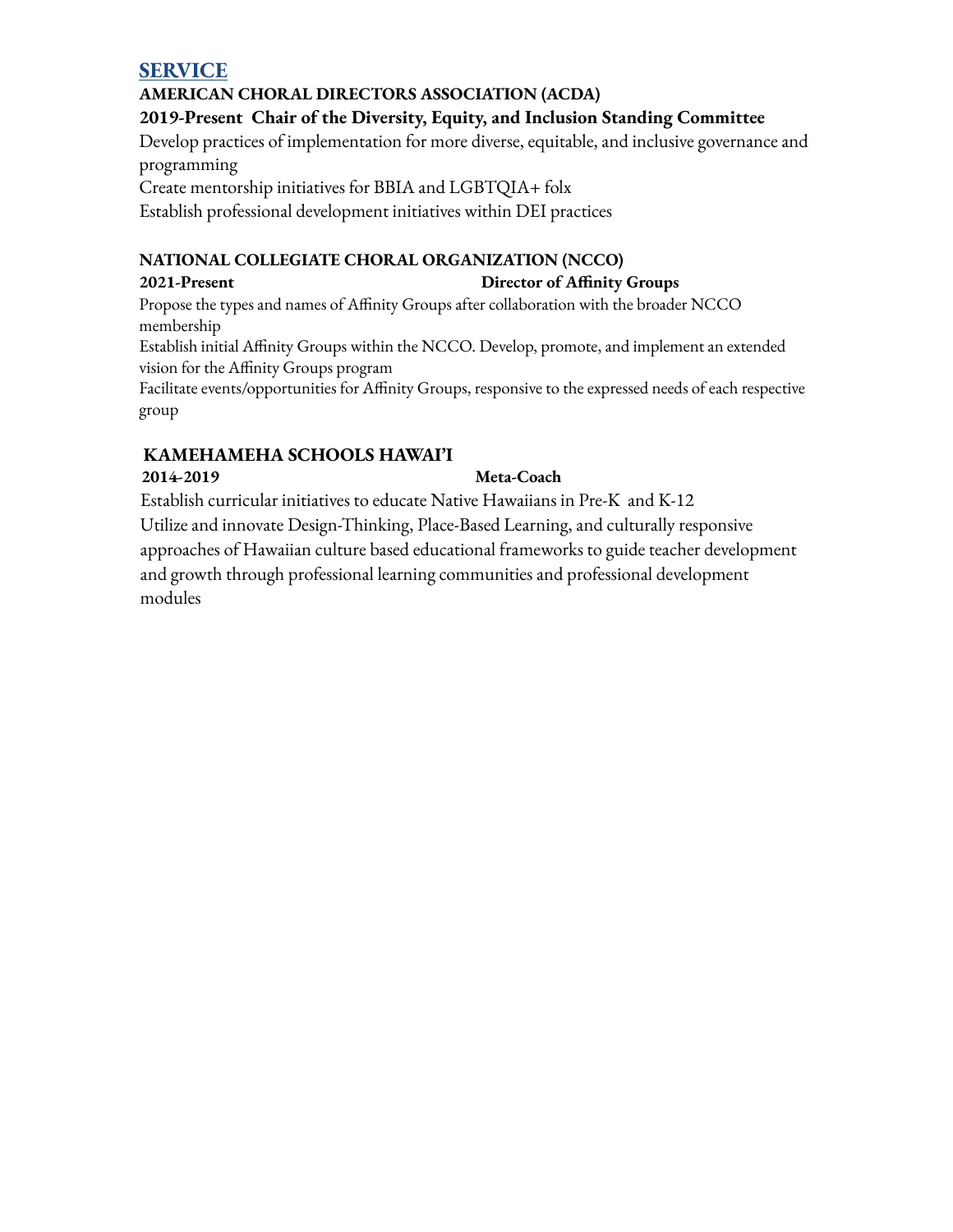## SERVICE

**AMERICAN CHORAL DIRECTORS ASSOCIATION (ACDA)**

**2019-Present Chair of the Diversity, Equity, and Inclusion Standing Committee**

Develop practices of implementation for more diverse, equitable, and inclusive governance and programming

Create mentorship initiatives for BBIA and LGBTQIA+ folx

Establish professional development initiatives within DEI practices

**NATIONAL COLLEGIATE CHORAL ORGANIZATION (NCCO)**

**2021-Present Director of Affinity Groups**

Propose the types and names of Affinity Groups after collaboration with the broader NCCO membership

Establish initial Affinity Groups within the NCCO. Develop, promote, and implement an extended vision for the Affinity Groups program

Facilitate events/opportunities for Affinity Groups, responsive to the expressed needs of each respective group

**KAMEHAMEHA SCHOOLS HAWAI'I**

**2014-2019 Meta-Coach**

Establish curricular initiatives to educate Native Hawaiians in Pre-K and K-12

Utilize and innovate Design-Thinking, Place-Based Learning, and culturally responsive approaches of Hawaiian culture based educational frameworks to guide teacher development and growth through professional learning communities and professional development modules